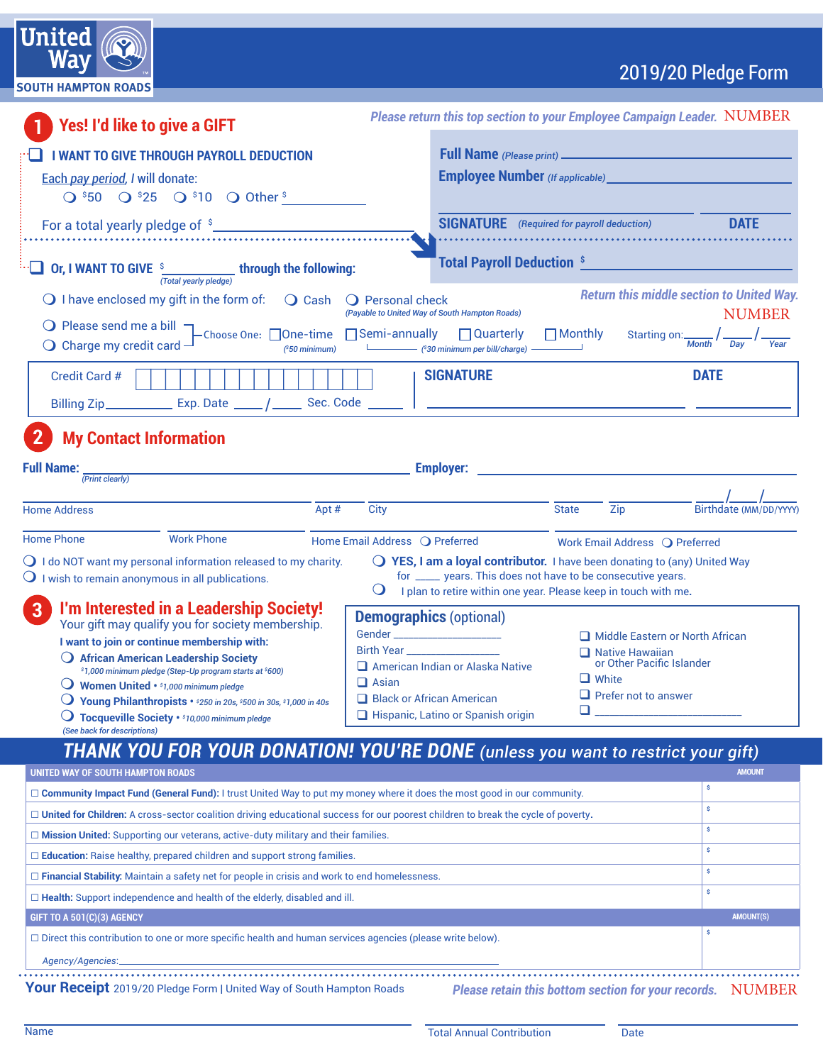# United Way SOUTH HAMPTON ROADS

## 2019/20 Pledge Form

## 1 Yes! I'd like to give a GIFT

*Please return this top section to your Employee Campaign Leader.* NUMBER

☐ **I WANT TO GIVE THROUGH PAYROLL DEDUCTION**

Each pay period, I will donate:

○ $50 ○ $25 ○ $10 ○ Other $ ____________

For a total yearly pledge of $ ____________

**Full Name** *(Please print)* ____________

**Employee Number** *(If applicable)* ____________

**SIGNATURE** *(Required for payroll deduction)* ____________ **DATE** ____________

**Total Payroll Deduction** $ ____________

☐ **Or, I WANT TO GIVE** $ ____________ *(Total yearly pledge)* **through the following:**

○ I have enclosed my gift in the form of: ○ Cash ○ Personal check *(Payable to United Way of South Hampton Roads)*

*Return this middle section to United Way.* NUMBER

○ Please send me a bill
○ Charge my credit card

Choose One: ☐ One-time ($50 minimum) ☐ Semi-annually ☐ Quarterly ☐ Monthly ($30 minimum per bill/charge)

Starting on: ____ / ____ / ____ (Month / Day / Year)

Credit Card # ____________

Billing Zip ____________ Exp. Date ____ / ____ Sec. Code ____________

**SIGNATURE** ____________ **DATE** ____________

## 2 My Contact Information

**Full Name:** ____________ *(Print clearly)* **Employer:** ____________

Home Address ____________ Apt # ____ City ____________ State ____ Zip ____ Birthdate (MM/DD/YYYY) ____ / ____ / ____

Home Phone ____________ Work Phone ____________ Home Email Address ○ Preferred ____________ Work Email Address ○ Preferred ____________

○ I do NOT want my personal information released to my charity.

○ I wish to remain anonymous in all publications.

○ **YES, I am a loyal contributor.** I have been donating to (any) United Way for ____ years. This does not have to be consecutive years.

○ I plan to retire within one year. Please keep in touch with me.

## 3 I'm Interested in a Leadership Society!

Your gift may qualify you for society membership.

**I want to join or continue membership with:**

○ **African American Leadership Society**
*$1,000 minimum pledge (Step-Up program starts at $600)*

○ **Women United** • *$1,000 minimum pledge*

○ **Young Philanthropists** • *$250 in 20s, $500 in 30s, $1,000 in 40s*

○ **Tocqueville Society** • *$10,000 minimum pledge*

*(See back for descriptions)*

### Demographics (optional)

Gender ____________

Birth Year ____________

☐ American Indian or Alaska Native

☐ Asian

☐ Black or African American

☐ Hispanic, Latino or Spanish origin

☐ Middle Eastern or North African

☐ Native Hawaiian or Other Pacific Islander

☐ White

☐ Prefer not to answer

☐ ____________

## THANK YOU FOR YOUR DONATION! YOU'RE DONE (unless you want to restrict your gift)

| UNITED WAY OF SOUTH HAMPTON ROADS | AMOUNT |
|---|---|
| ☐ **Community Impact Fund (General Fund):** I trust United Way to put my money where it does the most good in our community. | $ |
| ☐ **United for Children:** A cross-sector coalition driving educational success for our poorest children to break the cycle of poverty. | $ |
| ☐ **Mission United:** Supporting our veterans, active-duty military and their families. | $ |
| ☐ **Education:** Raise healthy, prepared children and support strong families. | $ |
| ☐ **Financial Stability:** Maintain a safety net for people in crisis and work to end homelessness. | $ |
| ☐ **Health:** Support independence and health of the elderly, disabled and ill. | $ |
| **GIFT TO A 501(C)(3) AGENCY** | **AMOUNT(S)** |
| ☐ Direct this contribution to one or more specific health and human services agencies (please write below). *Agency/Agencies:* ____________ | $ |

**Your Receipt** 2019/20 Pledge Form | United Way of South Hampton Roads

*Please retain this bottom section for your records.* NUMBER

Name ____________ Total Annual Contribution ____________ Date ____________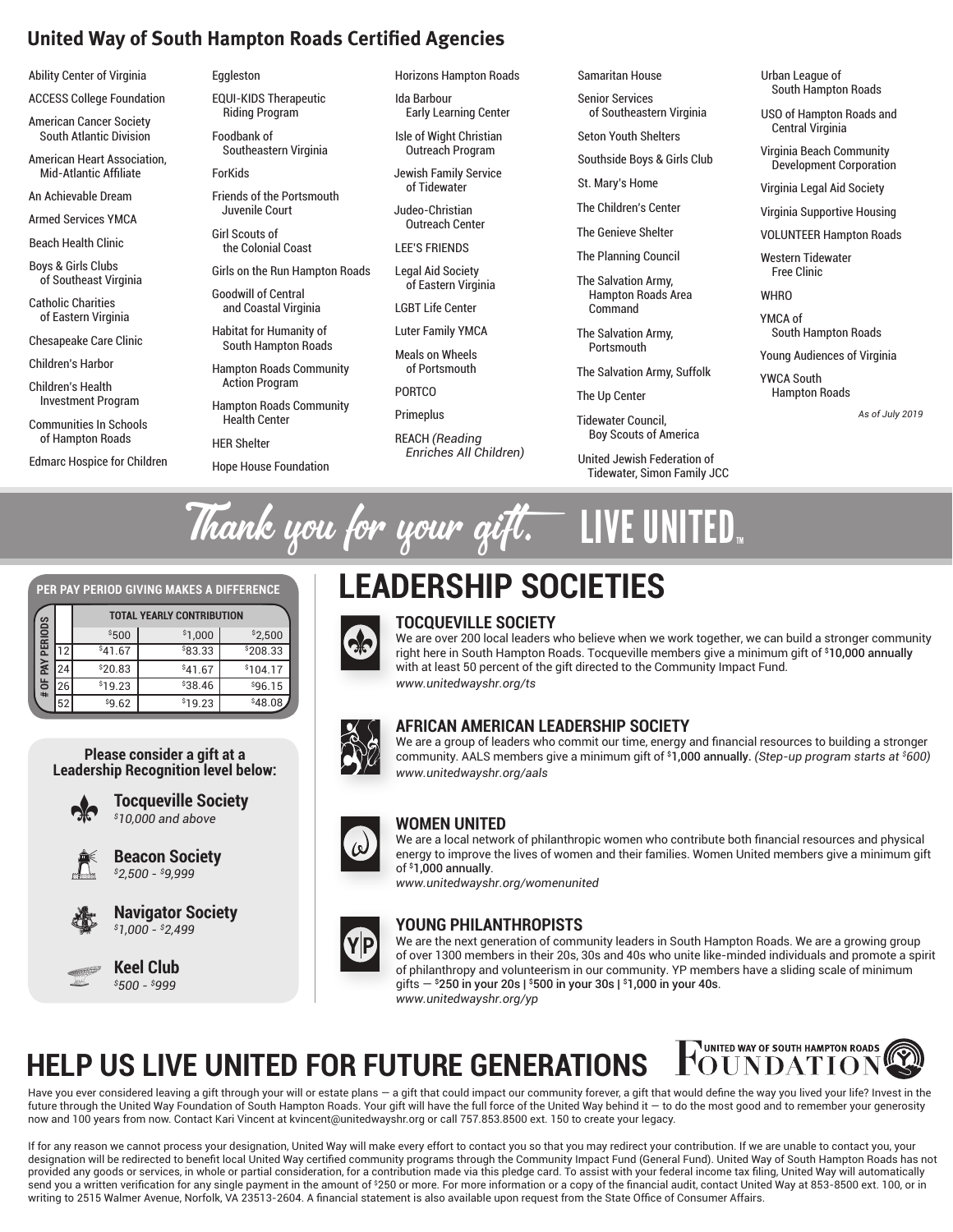## United Way of South Hampton Roads Certified Agencies

Ability Center of Virginia

ACCESS College Foundation

American Cancer Society South Atlantic Division

American Heart Association, Mid-Atlantic Affiliate

An Achievable Dream

Armed Services YMCA

Beach Health Clinic

Boys & Girls Clubs of Southeast Virginia

Catholic Charities of Eastern Virginia

Chesapeake Care Clinic

Children's Harbor

Children's Health Investment Program

Communities In Schools of Hampton Roads

Edmarc Hospice for Children

Eggleston

EQUI-KIDS Therapeutic Riding Program

Foodbank of Southeastern Virginia

ForKids

Friends of the Portsmouth Juvenile Court

Girl Scouts of the Colonial Coast

Girls on the Run Hampton Roads

Goodwill of Central and Coastal Virginia

Habitat for Humanity of South Hampton Roads

Hampton Roads Community Action Program

Hampton Roads Community Health Center

HER Shelter

Hope House Foundation

Horizons Hampton Roads

Ida Barbour Early Learning Center

Isle of Wight Christian Outreach Program

Jewish Family Service of Tidewater

Judeo-Christian Outreach Center

LEE'S FRIENDS

Legal Aid Society of Eastern Virginia

LGBT Life Center

Luter Family YMCA

Meals on Wheels of Portsmouth

PORTCO

Primeplus

REACH *(Reading Enriches All Children)*

Samaritan House

Senior Services of Southeastern Virginia

Seton Youth Shelters

Southside Boys & Girls Club

St. Mary's Home

The Children's Center

The Genieve Shelter

The Planning Council

The Salvation Army, Hampton Roads Area Command

The Salvation Army, Portsmouth

The Salvation Army, Suffolk

The Up Center

Tidewater Council, Boy Scouts of America

United Jewish Federation of Tidewater, Simon Family JCC

Urban League of South Hampton Roads

USO of Hampton Roads and Central Virginia

Virginia Beach Community Development Corporation

Virginia Legal Aid Society

Virginia Supportive Housing

VOLUNTEER Hampton Roads

Western Tidewater Free Clinic

WHRO

YMCA of South Hampton Roads

Young Audiences of Virginia

YWCA South Hampton Roads

*As of July 2019*

Thank you for your gift. — LIVE UNITED™

### PER PAY PERIOD GIVING MAKES A DIFFERENCE

| # OF PAY PERIODS | TOTAL YEARLY CONTRIBUTION | | |
|---|---|---|---|
| | $500 | $1,000 | $2,500 |
| 12 | $41.67 | $83.33 | $208.33 |
| 24 | $20.83 | $41.67 | $104.17 |
| 26 | $19.23 | $38.46 | $96.15 |
| 52 | $9.62 | $19.23 | $48.08 |

**Please consider a gift at a Leadership Recognition level below:**

**Tocqueville Society**
*$10,000 and above*

**Beacon Society**
*$2,500 - $9,999*

**Navigator Society**
*$1,000 - $2,499*

**Keel Club**
*$500 - $999*

# LEADERSHIP SOCIETIES

### TOCQUEVILLE SOCIETY

We are over 200 local leaders who believe when we work together, we can build a stronger community right here in South Hampton Roads. Tocqueville members give a minimum gift of **$10,000 annually** with at least 50 percent of the gift directed to the Community Impact Fund.
*www.unitedwayshr.org/ts*

### AFRICAN AMERICAN LEADERSHIP SOCIETY

We are a group of leaders who commit our time, energy and financial resources to building a stronger community. AALS members give a minimum gift of **$1,000 annually.** *(Step-up program starts at $600)*
*www.unitedwayshr.org/aals*

### WOMEN UNITED

We are a local network of philanthropic women who contribute both financial resources and physical energy to improve the lives of women and their families. Women United members give a minimum gift of **$1,000 annually**.
*www.unitedwayshr.org/womenunited*

### YOUNG PHILANTHROPISTS

We are the next generation of community leaders in South Hampton Roads. We are a growing group of over 1300 members in their 20s, 30s and 40s who unite like-minded individuals and promote a spirit of philanthropy and volunteerism in our community. YP members have a sliding scale of minimum gifts — **$250 in your 20s | $500 in your 30s | $1,000 in your 40s**.
*www.unitedwayshr.org/yp*

# HELP US LIVE UNITED FOR FUTURE GENERATIONS

UNITED WAY OF SOUTH HAMPTON ROADS FOUNDATION

Have you ever considered leaving a gift through your will or estate plans — a gift that could impact our community forever, a gift that would define the way you lived your life? Invest in the future through the United Way Foundation of South Hampton Roads. Your gift will have the full force of the United Way behind it — to do the most good and to remember your generosity now and 100 years from now. Contact Kari Vincent at kvincent@unitedwayshr.org or call 757.853.8500 ext. 150 to create your legacy.

If for any reason we cannot process your designation, United Way will make every effort to contact you so that you may redirect your contribution. If we are unable to contact you, your designation will be redirected to benefit local United Way certified community programs through the Community Impact Fund (General Fund). United Way of South Hampton Roads has not provided any goods or services, in whole or partial consideration, for a contribution made via this pledge card. To assist with your federal income tax filing, United Way will automatically send you a written verification for any single payment in the amount of $250 or more. For more information or a copy of the financial audit, contact United Way at 853-8500 ext. 100, or in writing to 2515 Walmer Avenue, Norfolk, VA 23513-2604. A financial statement is also available upon request from the State Office of Consumer Affairs.